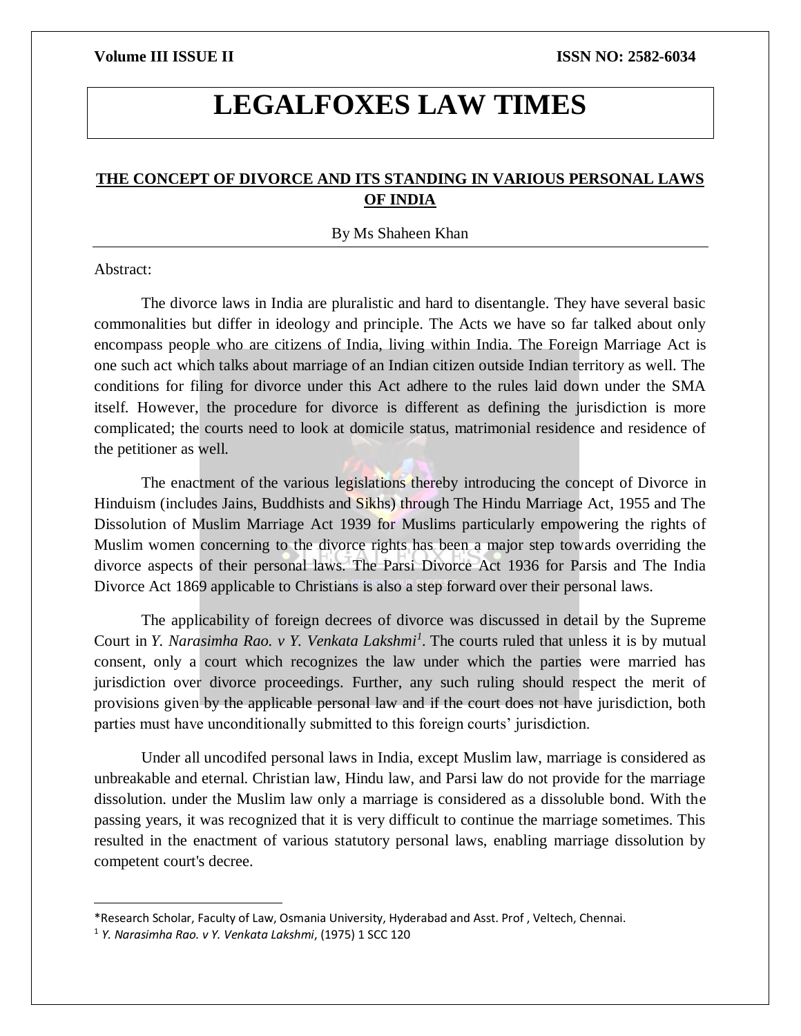# LEGALFOXES LAW TIMES

## THE CONCEPT OF DIVORCE AND ITS STANDING IN VARIOUS PERSONAL LAWS OF INDIA

By Ms Shaheen Khan

Abstract:

The divorce laws in India are pluralistic and hard to disentangle. They have several basic commonalities but differ in ideology and principle. The Acts we have so far talked about only encompass people who are citizens of India, living within India. The Foreign Marriage Act is one such act which talks about marriage of an Indian citizen outside Indian territory as well. The conditions for filing for divorce under this Act adhere to the rules laid down under the SMA itself. However, the procedure for divorce is different as defining the jurisdiction is more complicated; the courts need to look at domicile status, matrimonial residence and residence of the petitioner as well.

The enactment of the various legislations thereby introducing the concept of Divorce in Hinduism (includes Jains, Buddhists and Sikhs) through The Hindu Marriage Act, 1955 and The Dissolution of Muslim Marriage Act 1939 for Muslims particularly empowering the rights of Muslim women concerning to the divorce rights has been a major step towards overriding the divorce aspects of their personal laws. The Parsi Divorce Act 1936 for Parsis and The India Divorce Act 1869 applicable to Christians is also a step forward over their personal laws.

The applicability of foreign decrees of divorce was discussed in detail by the Supreme Court in *Y. Narasimha Rao. v Y. Venkata Lakshmi*[1]. The courts ruled that unless it is by mutual consent, only a court which recognizes the law under which the parties were married has jurisdiction over divorce proceedings. Further, any such ruling should respect the merit of provisions given by the applicable personal law and if the court does not have jurisdiction, both parties must have unconditionally submitted to this foreign courts' jurisdiction.

Under all uncodifed personal laws in India, except Muslim law, marriage is considered as unbreakable and eternal. Christian law, Hindu law, and Parsi law do not provide for the marriage dissolution. under the Muslim law only a marriage is considered as a dissoluble bond. With the passing years, it was recognized that it is very difficult to continue the marriage sometimes. This resulted in the enactment of various statutory personal laws, enabling marriage dissolution by competent court's decree.

---

*Research Scholar, Faculty of Law, Osmania University, Hyderabad and Asst. Prof , Veltech, Chennai.

[1] *Y. Narasimha Rao. v Y. Venkata Lakshmi*, (1975) 1 SCC 120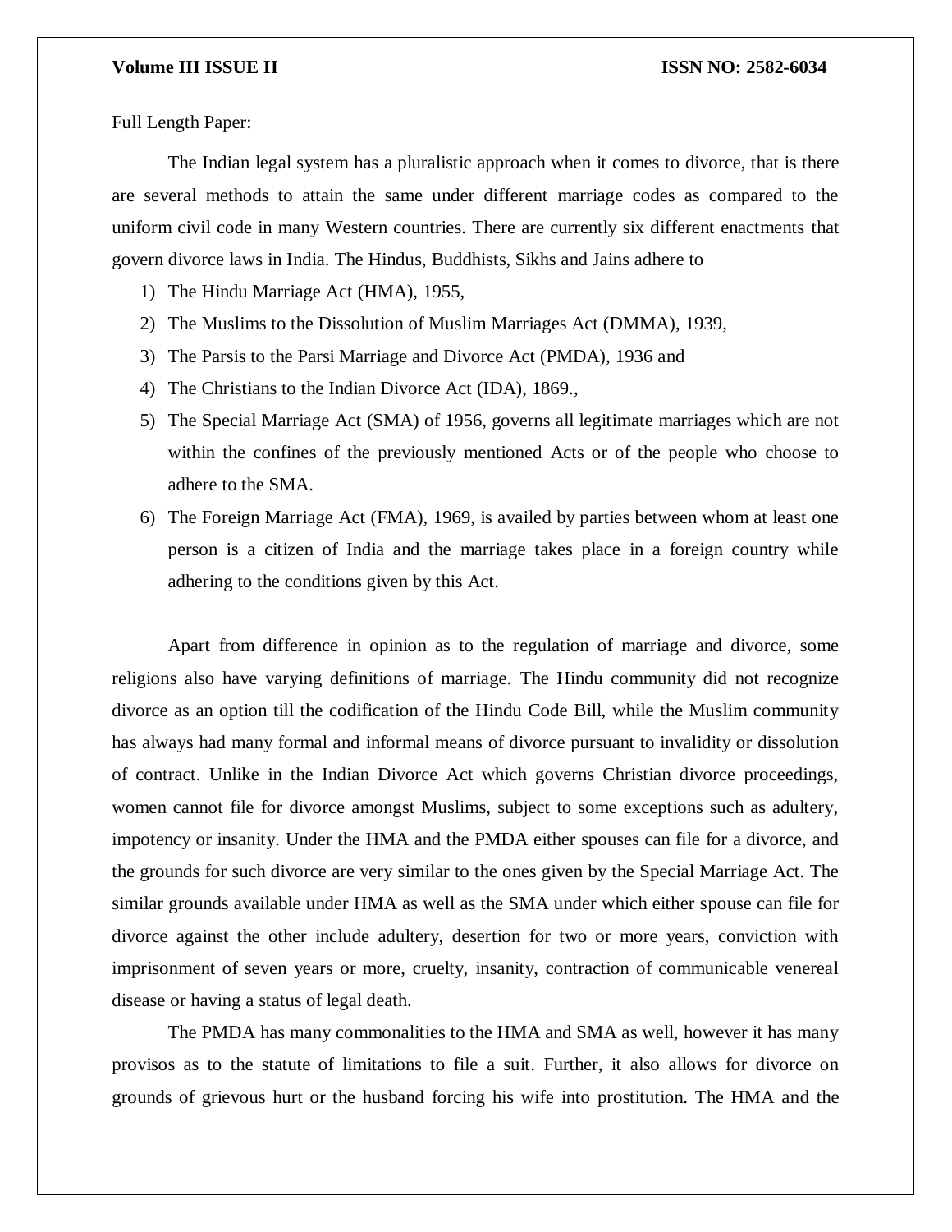Full Length Paper:

The Indian legal system has a pluralistic approach when it comes to divorce, that is there are several methods to attain the same under different marriage codes as compared to the uniform civil code in many Western countries. There are currently six different enactments that govern divorce laws in India. The Hindus, Buddhists, Sikhs and Jains adhere to

1) The Hindu Marriage Act (HMA), 1955,
2) The Muslims to the Dissolution of Muslim Marriages Act (DMMA), 1939,
3) The Parsis to the Parsi Marriage and Divorce Act (PMDA), 1936 and
4) The Christians to the Indian Divorce Act (IDA), 1869.,
5) The Special Marriage Act (SMA) of 1956, governs all legitimate marriages which are not within the confines of the previously mentioned Acts or of the people who choose to adhere to the SMA.
6) The Foreign Marriage Act (FMA), 1969, is availed by parties between whom at least one person is a citizen of India and the marriage takes place in a foreign country while adhering to the conditions given by this Act.

Apart from difference in opinion as to the regulation of marriage and divorce, some religions also have varying definitions of marriage. The Hindu community did not recognize divorce as an option till the codification of the Hindu Code Bill, while the Muslim community has always had many formal and informal means of divorce pursuant to invalidity or dissolution of contract. Unlike in the Indian Divorce Act which governs Christian divorce proceedings, women cannot file for divorce amongst Muslims, subject to some exceptions such as adultery, impotency or insanity. Under the HMA and the PMDA either spouses can file for a divorce, and the grounds for such divorce are very similar to the ones given by the Special Marriage Act. The similar grounds available under HMA as well as the SMA under which either spouse can file for divorce against the other include adultery, desertion for two or more years, conviction with imprisonment of seven years or more, cruelty, insanity, contraction of communicable venereal disease or having a status of legal death.

The PMDA has many commonalities to the HMA and SMA as well, however it has many provisos as to the statute of limitations to file a suit. Further, it also allows for divorce on grounds of grievous hurt or the husband forcing his wife into prostitution. The HMA and the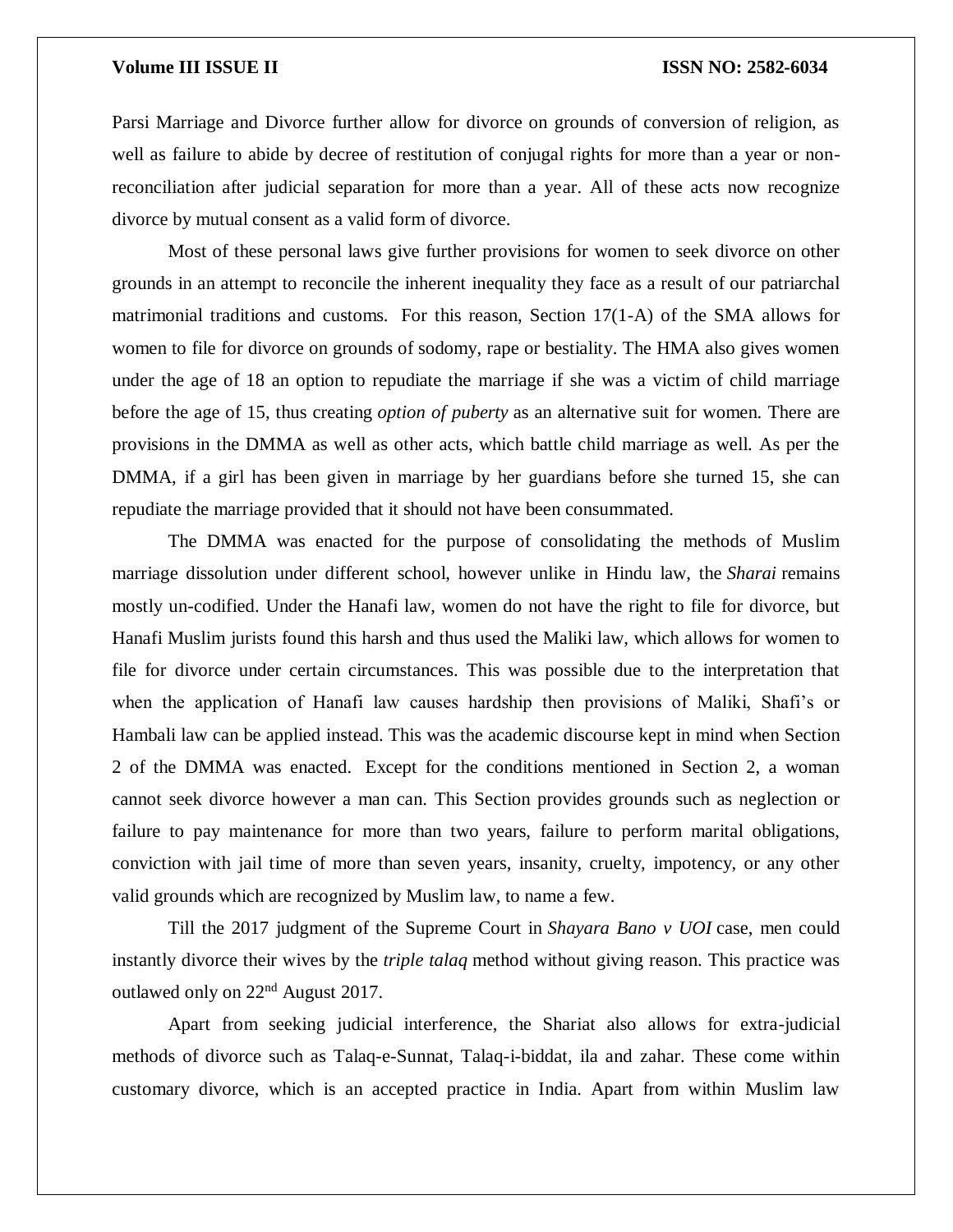Parsi Marriage and Divorce further allow for divorce on grounds of conversion of religion, as well as failure to abide by decree of restitution of conjugal rights for more than a year or non-reconciliation after judicial separation for more than a year. All of these acts now recognize divorce by mutual consent as a valid form of divorce.

Most of these personal laws give further provisions for women to seek divorce on other grounds in an attempt to reconcile the inherent inequality they face as a result of our patriarchal matrimonial traditions and customs. For this reason, Section 17(1-A) of the SMA allows for women to file for divorce on grounds of sodomy, rape or bestiality. The HMA also gives women under the age of 18 an option to repudiate the marriage if she was a victim of child marriage before the age of 15, thus creating *option of puberty* as an alternative suit for women. There are provisions in the DMMA as well as other acts, which battle child marriage as well. As per the DMMA, if a girl has been given in marriage by her guardians before she turned 15, she can repudiate the marriage provided that it should not have been consummated.

The DMMA was enacted for the purpose of consolidating the methods of Muslim marriage dissolution under different school, however unlike in Hindu law, the *Sharai* remains mostly un-codified. Under the Hanafi law, women do not have the right to file for divorce, but Hanafi Muslim jurists found this harsh and thus used the Maliki law, which allows for women to file for divorce under certain circumstances. This was possible due to the interpretation that when the application of Hanafi law causes hardship then provisions of Maliki, Shafi's or Hambali law can be applied instead. This was the academic discourse kept in mind when Section 2 of the DMMA was enacted. Except for the conditions mentioned in Section 2, a woman cannot seek divorce however a man can. This Section provides grounds such as neglection or failure to pay maintenance for more than two years, failure to perform marital obligations, conviction with jail time of more than seven years, insanity, cruelty, impotency, or any other valid grounds which are recognized by Muslim law, to name a few.

Till the 2017 judgment of the Supreme Court in *Shayara Bano v UOI* case, men could instantly divorce their wives by the *triple talaq* method without giving reason. This practice was outlawed only on 22nd August 2017.

Apart from seeking judicial interference, the Shariat also allows for extra-judicial methods of divorce such as Talaq-e-Sunnat, Talaq-i-biddat, ila and zahar. These come within customary divorce, which is an accepted practice in India. Apart from within Muslim law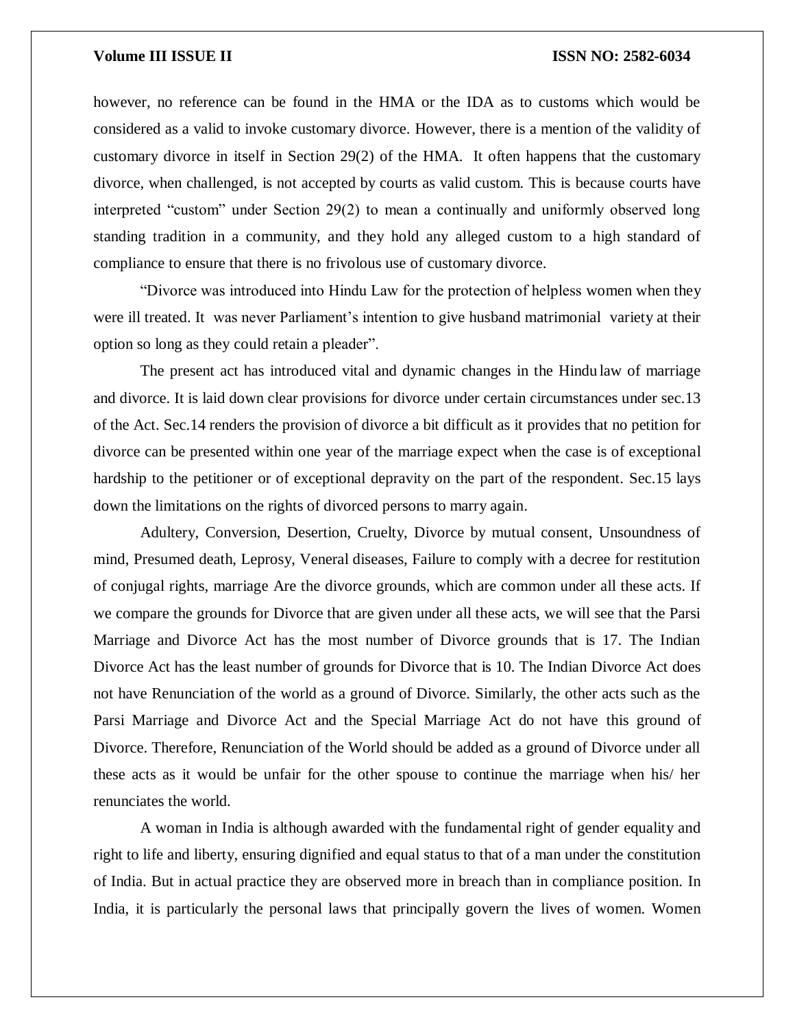however, no reference can be found in the HMA or the IDA as to customs which would be considered as a valid to invoke customary divorce. However, there is a mention of the validity of customary divorce in itself in Section 29(2) of the HMA. It often happens that the customary divorce, when challenged, is not accepted by courts as valid custom. This is because courts have interpreted "custom" under Section 29(2) to mean a continually and uniformly observed long standing tradition in a community, and they hold any alleged custom to a high standard of compliance to ensure that there is no frivolous use of customary divorce.

"Divorce was introduced into Hindu Law for the protection of helpless women when they were ill treated. It was never Parliament's intention to give husband matrimonial variety at their option so long as they could retain a pleader".

The present act has introduced vital and dynamic changes in the Hindu law of marriage and divorce. It is laid down clear provisions for divorce under certain circumstances under sec.13 of the Act. Sec.14 renders the provision of divorce a bit difficult as it provides that no petition for divorce can be presented within one year of the marriage expect when the case is of exceptional hardship to the petitioner or of exceptional depravity on the part of the respondent. Sec.15 lays down the limitations on the rights of divorced persons to marry again.

Adultery, Conversion, Desertion, Cruelty, Divorce by mutual consent, Unsoundness of mind, Presumed death, Leprosy, Veneral diseases, Failure to comply with a decree for restitution of conjugal rights, marriage Are the divorce grounds, which are common under all these acts. If we compare the grounds for Divorce that are given under all these acts, we will see that the Parsi Marriage and Divorce Act has the most number of Divorce grounds that is 17. The Indian Divorce Act has the least number of grounds for Divorce that is 10. The Indian Divorce Act does not have Renunciation of the world as a ground of Divorce. Similarly, the other acts such as the Parsi Marriage and Divorce Act and the Special Marriage Act do not have this ground of Divorce. Therefore, Renunciation of the World should be added as a ground of Divorce under all these acts as it would be unfair for the other spouse to continue the marriage when his/ her renunciates the world.

A woman in India is although awarded with the fundamental right of gender equality and right to life and liberty, ensuring dignified and equal status to that of a man under the constitution of India. But in actual practice they are observed more in breach than in compliance position. In India, it is particularly the personal laws that principally govern the lives of women. Women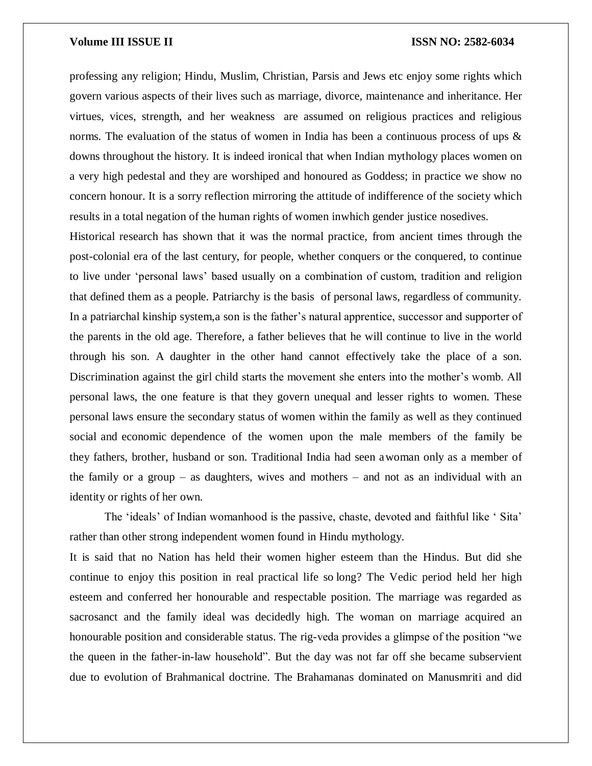professing any religion; Hindu, Muslim, Christian, Parsis and Jews etc enjoy some rights which govern various aspects of their lives such as marriage, divorce, maintenance and inheritance. Her virtues, vices, strength, and her weakness are assumed on religious practices and religious norms. The evaluation of the status of women in India has been a continuous process of ups & downs throughout the history. It is indeed ironical that when Indian mythology places women on a very high pedestal and they are worshiped and honoured as Goddess; in practice we show no concern honour. It is a sorry reflection mirroring the attitude of indifference of the society which results in a total negation of the human rights of women inwhich gender justice nosedives.

Historical research has shown that it was the normal practice, from ancient times through the post-colonial era of the last century, for people, whether conquers or the conquered, to continue to live under 'personal laws' based usually on a combination of custom, tradition and religion that defined them as a people. Patriarchy is the basis of personal laws, regardless of community. In a patriarchal kinship system,a son is the father's natural apprentice, successor and supporter of the parents in the old age. Therefore, a father believes that he will continue to live in the world through his son. A daughter in the other hand cannot effectively take the place of a son. Discrimination against the girl child starts the movement she enters into the mother's womb. All personal laws, the one feature is that they govern unequal and lesser rights to women. These personal laws ensure the secondary status of women within the family as well as they continued social and economic dependence of the women upon the male members of the family be they fathers, brother, husband or son. Traditional India had seen awoman only as a member of the family or a group – as daughters, wives and mothers – and not as an individual with an identity or rights of her own.

The 'ideals' of Indian womanhood is the passive, chaste, devoted and faithful like ' Sita' rather than other strong independent women found in Hindu mythology.

It is said that no Nation has held their women higher esteem than the Hindus. But did she continue to enjoy this position in real practical life so long? The Vedic period held her high esteem and conferred her honourable and respectable position. The marriage was regarded as sacrosanct and the family ideal was decidedly high. The woman on marriage acquired an honourable position and considerable status. The rig-veda provides a glimpse of the position "we the queen in the father-in-law household". But the day was not far off she became subservient due to evolution of Brahmanical doctrine. The Brahamanas dominated on Manusmriti and did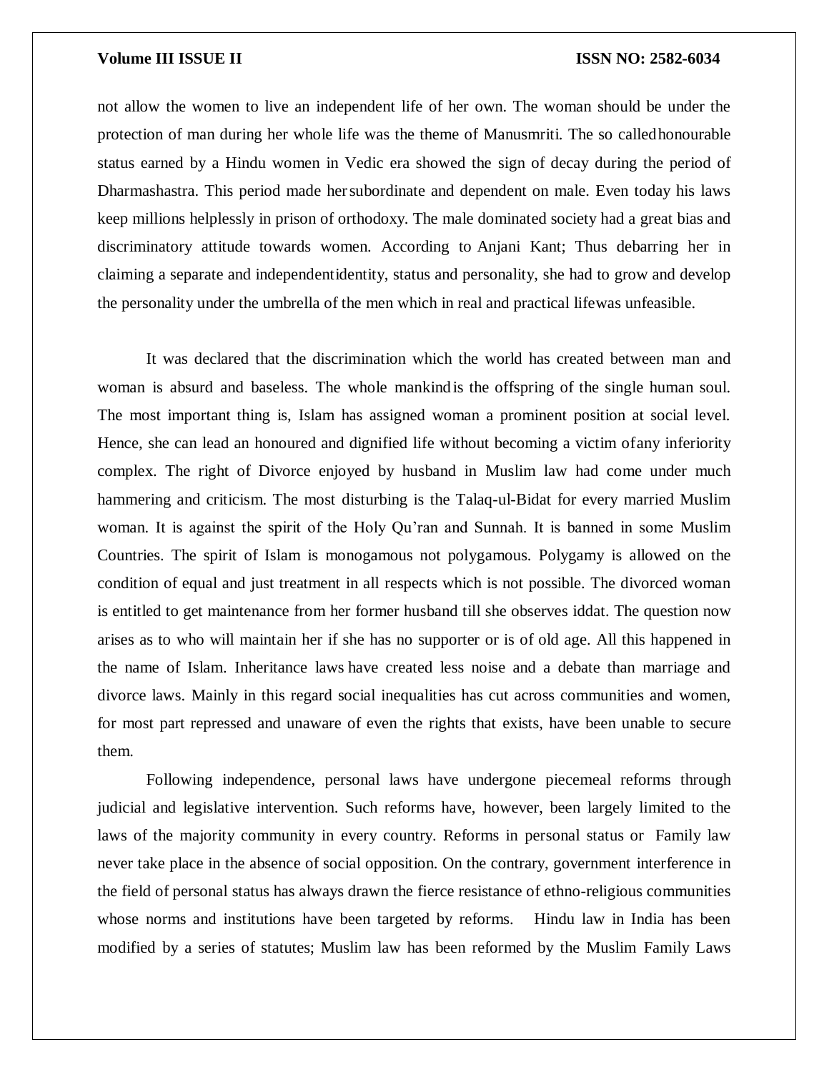not allow the women to live an independent life of her own. The woman should be under the protection of man during her whole life was the theme of Manusmriti. The so called honourable status earned by a Hindu women in Vedic era showed the sign of decay during the period of Dharmashastra. This period made her subordinate and dependent on male. Even today his laws keep millions helplessly in prison of orthodoxy. The male dominated society had a great bias and discriminatory attitude towards women. According to Anjani Kant; Thus debarring her in claiming a separate and independent identity, status and personality, she had to grow and develop the personality under the umbrella of the men which in real and practical life was unfeasible.

It was declared that the discrimination which the world has created between man and woman is absurd and baseless. The whole mankind is the offspring of the single human soul. The most important thing is, Islam has assigned woman a prominent position at social level. Hence, she can lead an honoured and dignified life without becoming a victim of any inferiority complex. The right of Divorce enjoyed by husband in Muslim law had come under much hammering and criticism. The most disturbing is the Talaq-ul-Bidat for every married Muslim woman. It is against the spirit of the Holy Qu'ran and Sunnah. It is banned in some Muslim Countries. The spirit of Islam is monogamous not polygamous. Polygamy is allowed on the condition of equal and just treatment in all respects which is not possible. The divorced woman is entitled to get maintenance from her former husband till she observes iddat. The question now arises as to who will maintain her if she has no supporter or is of old age. All this happened in the name of Islam. Inheritance laws have created less noise and a debate than marriage and divorce laws. Mainly in this regard social inequalities has cut across communities and women, for most part repressed and unaware of even the rights that exists, have been unable to secure them.

Following independence, personal laws have undergone piecemeal reforms through judicial and legislative intervention. Such reforms have, however, been largely limited to the laws of the majority community in every country. Reforms in personal status or Family law never take place in the absence of social opposition. On the contrary, government interference in the field of personal status has always drawn the fierce resistance of ethno-religious communities whose norms and institutions have been targeted by reforms. Hindu law in India has been modified by a series of statutes; Muslim law has been reformed by the Muslim Family Laws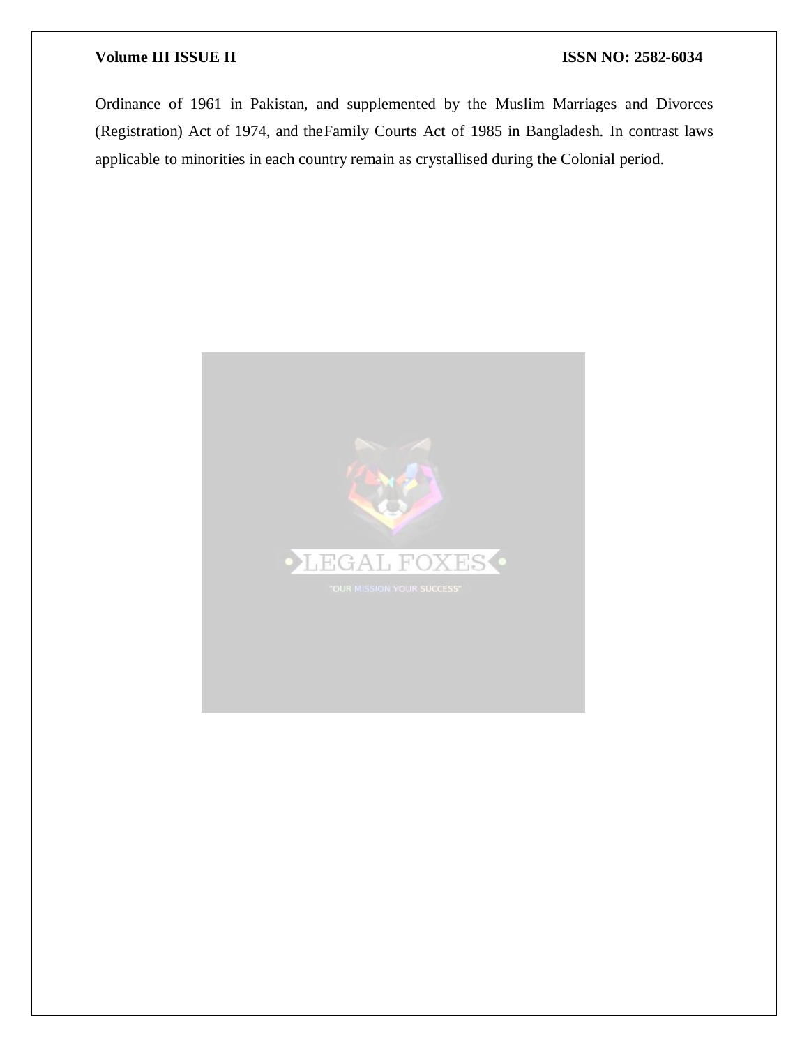Ordinance of 1961 in Pakistan, and supplemented by the Muslim Marriages and Divorces (Registration) Act of 1974, and the Family Courts Act of 1985 in Bangladesh. In contrast laws applicable to minorities in each country remain as crystallised during the Colonial period.